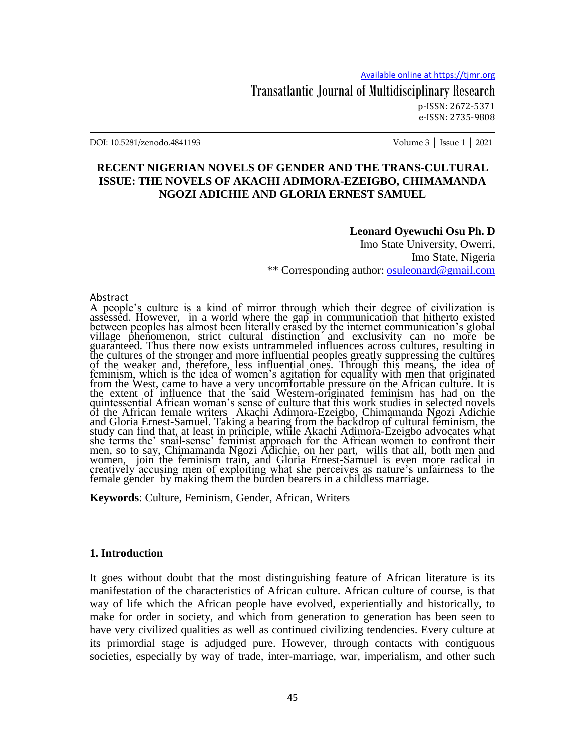DOI: 10.5281/zenodo.4841193

# RECENT NIGERIAN NOVELS OF GENDER AND THE TRANS-CULTURAL ISSUE: THE NOVELS OF AKACHI ADIMORA-EZEIGBO, CHIMAMANDA NGOZI ADICHIE AND GLORIA ERNEST SAMUEL

**Leonard Oyewuchi Osu Ph. D**

Imo State University, Owerri,
Imo State, Nigeria
** Corresponding author: osuleonard@gmail.com

## Abstract

A people's culture is a kind of mirror through which their degree of civilization is assessed. However, in a world where the gap in communication that hitherto existed between peoples has almost been literally erased by the internet communication's global village phenomenon, strict cultural distinction and exclusivity can no more be guaranteed. Thus there now exists untrammeled influences across cultures, resulting in the cultures of the stronger and more influential peoples greatly suppressing the cultures of the weaker and, therefore, less influential ones. Through this means, the idea of feminism, which is the idea of women's agitation for equality with men that originated from the West, came to have a very uncomfortable pressure on the African culture. It is the extent of influence that the said Western-originated feminism has had on the quintessential African woman's sense of culture that this work studies in selected novels of the African female writers Akachi Adimora-Ezeigbo, Chimamanda Ngozi Adichie and Gloria Ernest-Samuel. Taking a bearing from the backdrop of cultural feminism, the study can find that, at least in principle, while Akachi Adimora-Ezeigbo advocates what she terms the' snail-sense' feminist approach for the African women to confront their men, so to say, Chimamanda Ngozi Adichie, on her part, wills that all, both men and women, join the feminism train, and Gloria Ernest-Samuel is even more radical in creatively accusing men of exploiting what she perceives as nature's unfairness to the female gender by making them the burden bearers in a childless marriage.

**Keywords**: Culture, Feminism, Gender, African, Writers

## 1. Introduction

It goes without doubt that the most distinguishing feature of African literature is its manifestation of the characteristics of African culture. African culture of course, is that way of life which the African people have evolved, experientially and historically, to make for order in society, and which from generation to generation has been seen to have very civilized qualities as well as continued civilizing tendencies. Every culture at its primordial stage is adjudged pure. However, through contacts with contiguous societies, especially by way of trade, inter-marriage, war, imperialism, and other such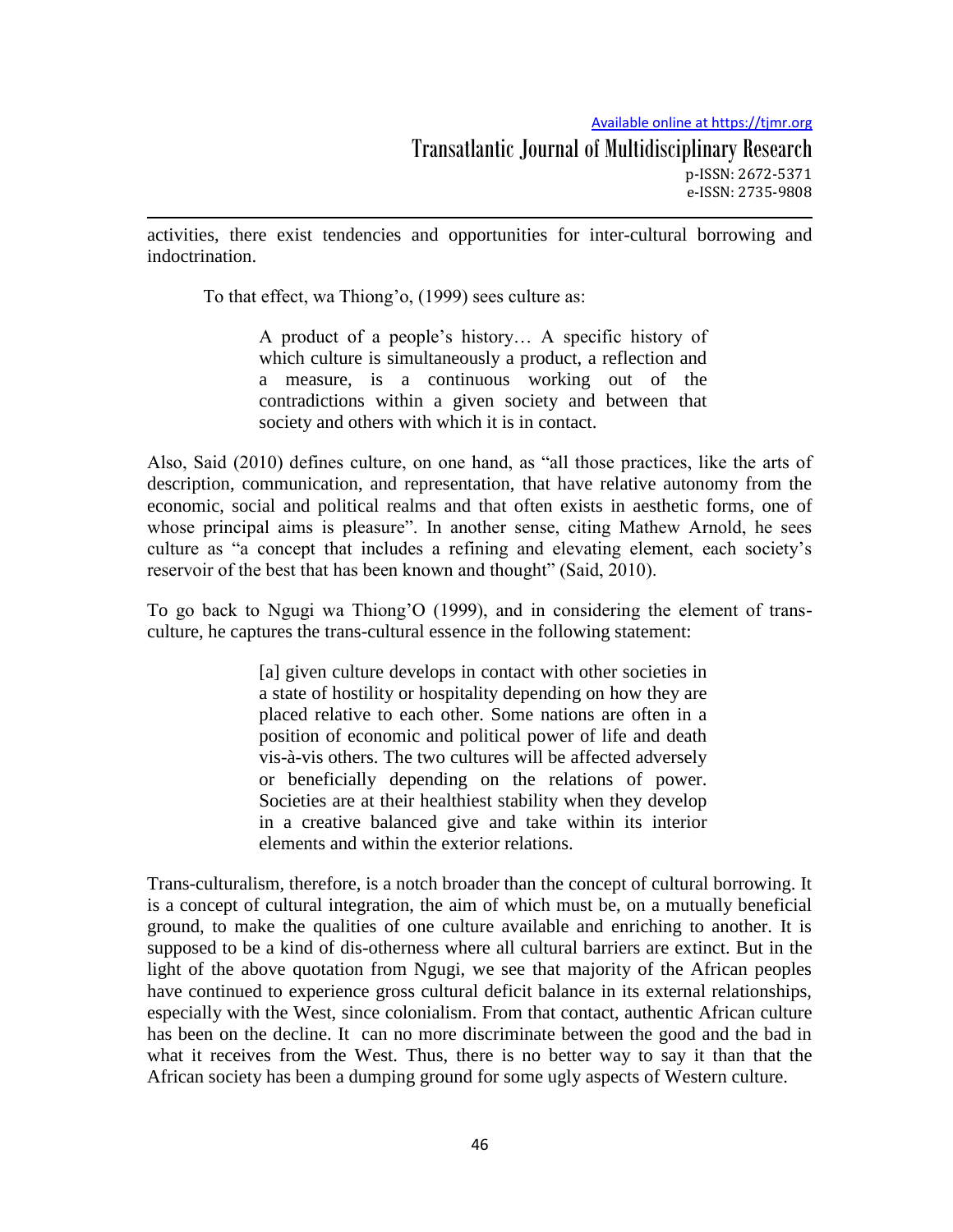activities, there exist tendencies and opportunities for inter-cultural borrowing and indoctrination.

To that effect, wa Thiong'o, (1999) sees culture as:

> A product of a people's history… A specific history of which culture is simultaneously a product, a reflection and a measure, is a continuous working out of the contradictions within a given society and between that society and others with which it is in contact.

Also, Said (2010) defines culture, on one hand, as "all those practices, like the arts of description, communication, and representation, that have relative autonomy from the economic, social and political realms and that often exists in aesthetic forms, one of whose principal aims is pleasure". In another sense, citing Mathew Arnold, he sees culture as "a concept that includes a refining and elevating element, each society's reservoir of the best that has been known and thought" (Said, 2010).

To go back to Ngugi wa Thiong'O (1999), and in considering the element of trans-culture, he captures the trans-cultural essence in the following statement:

> [a] given culture develops in contact with other societies in a state of hostility or hospitality depending on how they are placed relative to each other. Some nations are often in a position of economic and political power of life and death vis-à-vis others. The two cultures will be affected adversely or beneficially depending on the relations of power. Societies are at their healthiest stability when they develop in a creative balanced give and take within its interior elements and within the exterior relations.

Trans-culturalism, therefore, is a notch broader than the concept of cultural borrowing. It is a concept of cultural integration, the aim of which must be, on a mutually beneficial ground, to make the qualities of one culture available and enriching to another. It is supposed to be a kind of dis-otherness where all cultural barriers are extinct. But in the light of the above quotation from Ngugi, we see that majority of the African peoples have continued to experience gross cultural deficit balance in its external relationships, especially with the West, since colonialism. From that contact, authentic African culture has been on the decline. It can no more discriminate between the good and the bad in what it receives from the West. Thus, there is no better way to say it than that the African society has been a dumping ground for some ugly aspects of Western culture.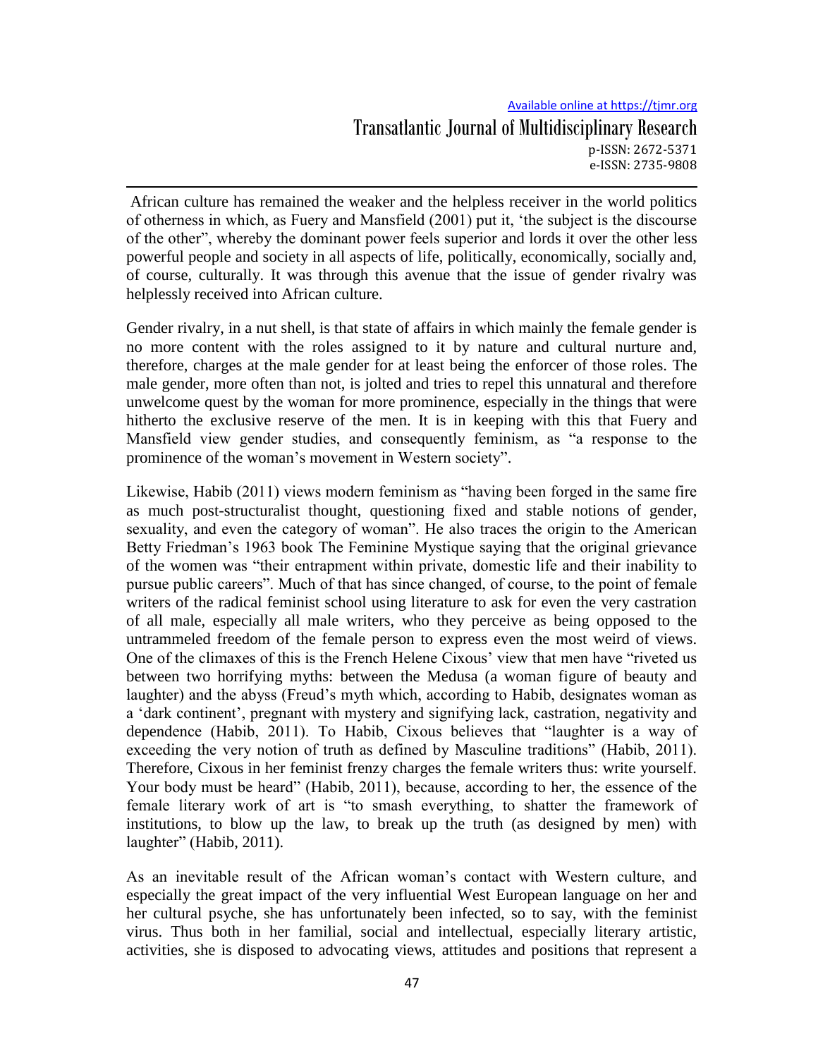African culture has remained the weaker and the helpless receiver in the world politics of otherness in which, as Fuery and Mansfield (2001) put it, 'the subject is the discourse of the other", whereby the dominant power feels superior and lords it over the other less powerful people and society in all aspects of life, politically, economically, socially and, of course, culturally. It was through this avenue that the issue of gender rivalry was helplessly received into African culture.

Gender rivalry, in a nut shell, is that state of affairs in which mainly the female gender is no more content with the roles assigned to it by nature and cultural nurture and, therefore, charges at the male gender for at least being the enforcer of those roles. The male gender, more often than not, is jolted and tries to repel this unnatural and therefore unwelcome quest by the woman for more prominence, especially in the things that were hitherto the exclusive reserve of the men. It is in keeping with this that Fuery and Mansfield view gender studies, and consequently feminism, as "a response to the prominence of the woman's movement in Western society".

Likewise, Habib (2011) views modern feminism as "having been forged in the same fire as much post-structuralist thought, questioning fixed and stable notions of gender, sexuality, and even the category of woman". He also traces the origin to the American Betty Friedman's 1963 book The Feminine Mystique saying that the original grievance of the women was "their entrapment within private, domestic life and their inability to pursue public careers". Much of that has since changed, of course, to the point of female writers of the radical feminist school using literature to ask for even the very castration of all male, especially all male writers, who they perceive as being opposed to the untrammeled freedom of the female person to express even the most weird of views. One of the climaxes of this is the French Helene Cixous' view that men have "riveted us between two horrifying myths: between the Medusa (a woman figure of beauty and laughter) and the abyss (Freud's myth which, according to Habib, designates woman as a 'dark continent', pregnant with mystery and signifying lack, castration, negativity and dependence (Habib, 2011). To Habib, Cixous believes that "laughter is a way of exceeding the very notion of truth as defined by Masculine traditions" (Habib, 2011). Therefore, Cixous in her feminist frenzy charges the female writers thus: write yourself. Your body must be heard" (Habib, 2011), because, according to her, the essence of the female literary work of art is "to smash everything, to shatter the framework of institutions, to blow up the law, to break up the truth (as designed by men) with laughter" (Habib, 2011).

As an inevitable result of the African woman's contact with Western culture, and especially the great impact of the very influential West European language on her and her cultural psyche, she has unfortunately been infected, so to say, with the feminist virus. Thus both in her familial, social and intellectual, especially literary artistic, activities, she is disposed to advocating views, attitudes and positions that represent a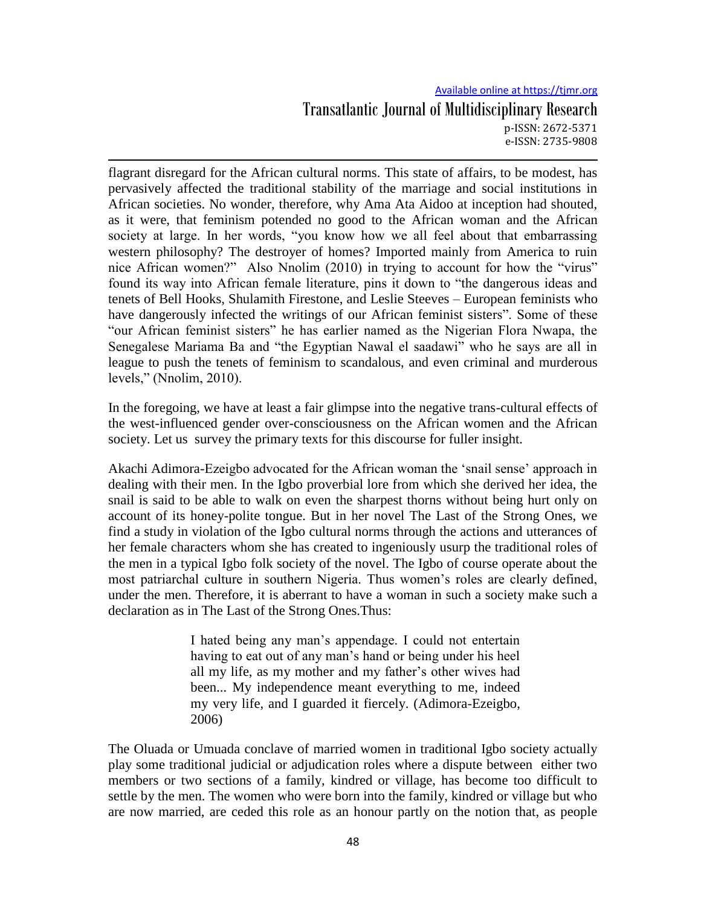flagrant disregard for the African cultural norms. This state of affairs, to be modest, has pervasively affected the traditional stability of the marriage and social institutions in African societies. No wonder, therefore, why Ama Ata Aidoo at inception had shouted, as it were, that feminism potended no good to the African woman and the African society at large. In her words, "you know how we all feel about that embarrassing western philosophy? The destroyer of homes? Imported mainly from America to ruin nice African women?" Also Nnolim (2010) in trying to account for how the "virus" found its way into African female literature, pins it down to "the dangerous ideas and tenets of Bell Hooks, Shulamith Firestone, and Leslie Steeves – European feminists who have dangerously infected the writings of our African feminist sisters". Some of these "our African feminist sisters" he has earlier named as the Nigerian Flora Nwapa, the Senegalese Mariama Ba and "the Egyptian Nawal el saadawi" who he says are all in league to push the tenets of feminism to scandalous, and even criminal and murderous levels," (Nnolim, 2010).

In the foregoing, we have at least a fair glimpse into the negative trans-cultural effects of the west-influenced gender over-consciousness on the African women and the African society. Let us survey the primary texts for this discourse for fuller insight.

Akachi Adimora-Ezeigbo advocated for the African woman the 'snail sense' approach in dealing with their men. In the Igbo proverbial lore from which she derived her idea, the snail is said to be able to walk on even the sharpest thorns without being hurt only on account of its honey-polite tongue. But in her novel The Last of the Strong Ones, we find a study in violation of the Igbo cultural norms through the actions and utterances of her female characters whom she has created to ingeniously usurp the traditional roles of the men in a typical Igbo folk society of the novel. The Igbo of course operate about the most patriarchal culture in southern Nigeria. Thus women's roles are clearly defined, under the men. Therefore, it is aberrant to have a woman in such a society make such a declaration as in The Last of the Strong Ones.Thus:

> I hated being any man's appendage. I could not entertain having to eat out of any man's hand or being under his heel all my life, as my mother and my father's other wives had been... My independence meant everything to me, indeed my very life, and I guarded it fiercely. (Adimora-Ezeigbo, 2006)

The Oluada or Umuada conclave of married women in traditional Igbo society actually play some traditional judicial or adjudication roles where a dispute between either two members or two sections of a family, kindred or village, has become too difficult to settle by the men. The women who were born into the family, kindred or village but who are now married, are ceded this role as an honour partly on the notion that, as people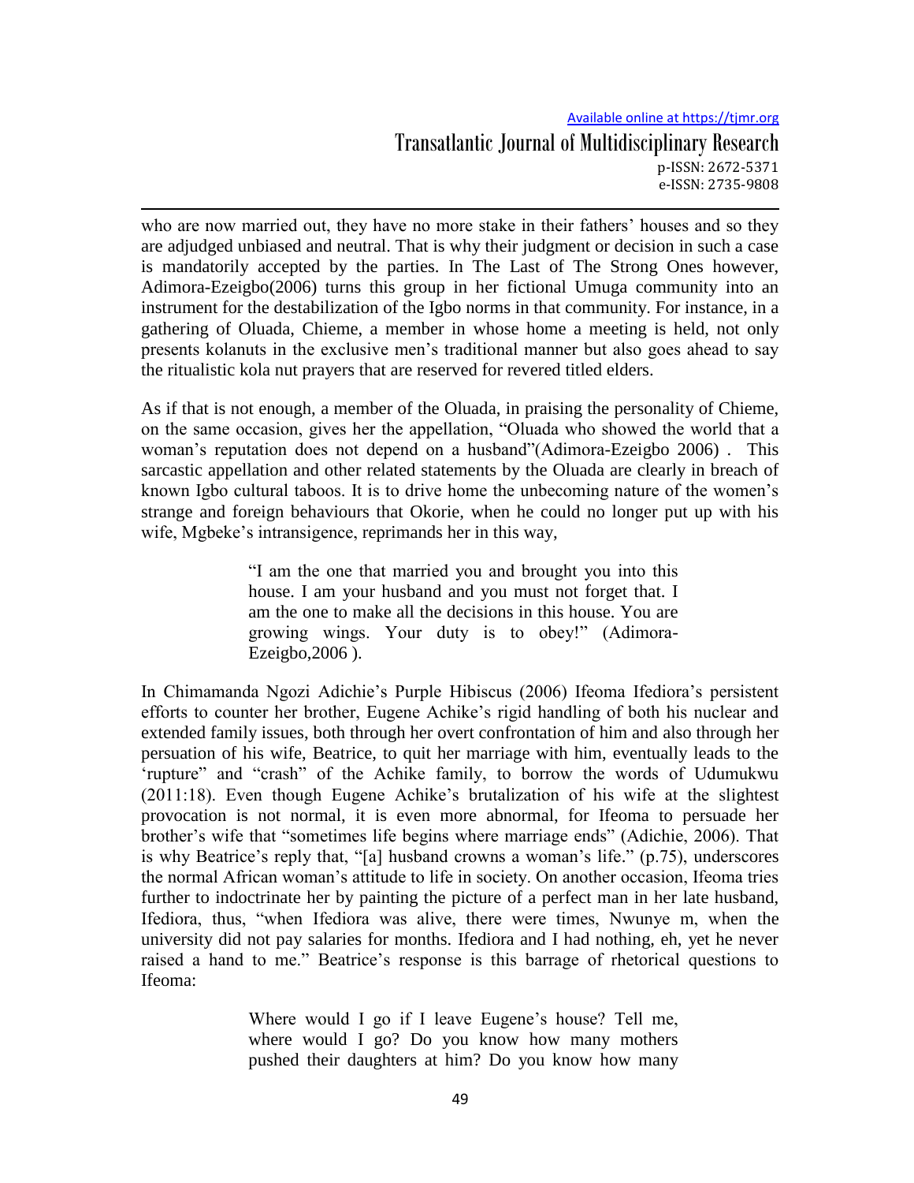who are now married out, they have no more stake in their fathers' houses and so they are adjudged unbiased and neutral. That is why their judgment or decision in such a case is mandatorily accepted by the parties. In The Last of The Strong Ones however, Adimora-Ezeigbo(2006) turns this group in her fictional Umuga community into an instrument for the destabilization of the Igbo norms in that community. For instance, in a gathering of Oluada, Chieme, a member in whose home a meeting is held, not only presents kolanuts in the exclusive men's traditional manner but also goes ahead to say the ritualistic kola nut prayers that are reserved for revered titled elders.

As if that is not enough, a member of the Oluada, in praising the personality of Chieme, on the same occasion, gives her the appellation, "Oluada who showed the world that a woman's reputation does not depend on a husband"(Adimora-Ezeigbo 2006) . This sarcastic appellation and other related statements by the Oluada are clearly in breach of known Igbo cultural taboos. It is to drive home the unbecoming nature of the women's strange and foreign behaviours that Okorie, when he could no longer put up with his wife, Mgbeke's intransigence, reprimands her in this way,

> "I am the one that married you and brought you into this house. I am your husband and you must not forget that. I am the one to make all the decisions in this house. You are growing wings. Your duty is to obey!" (Adimora-Ezeigbo,2006 ).

In Chimamanda Ngozi Adichie's Purple Hibiscus (2006) Ifeoma Ifediora's persistent efforts to counter her brother, Eugene Achike's rigid handling of both his nuclear and extended family issues, both through her overt confrontation of him and also through her persuation of his wife, Beatrice, to quit her marriage with him, eventually leads to the 'rupture" and "crash" of the Achike family, to borrow the words of Udumukwu (2011:18). Even though Eugene Achike's brutalization of his wife at the slightest provocation is not normal, it is even more abnormal, for Ifeoma to persuade her brother's wife that "sometimes life begins where marriage ends" (Adichie, 2006). That is why Beatrice's reply that, "[a] husband crowns a woman's life." (p.75), underscores the normal African woman's attitude to life in society. On another occasion, Ifeoma tries further to indoctrinate her by painting the picture of a perfect man in her late husband, Ifediora, thus, "when Ifediora was alive, there were times, Nwunye m, when the university did not pay salaries for months. Ifediora and I had nothing, eh, yet he never raised a hand to me." Beatrice's response is this barrage of rhetorical questions to Ifeoma:

> Where would I go if I leave Eugene's house? Tell me, where would I go? Do you know how many mothers pushed their daughters at him? Do you know how many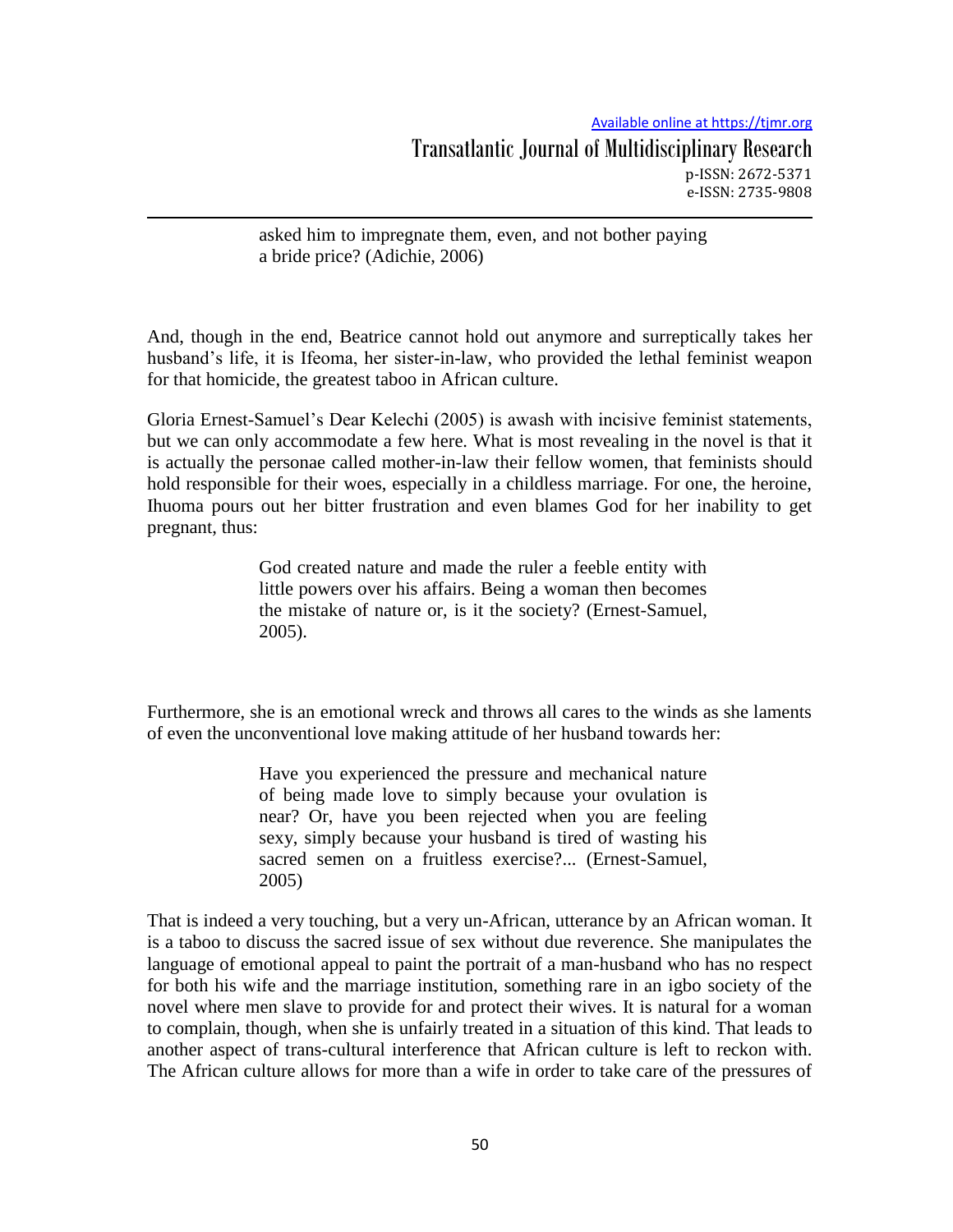> asked him to impregnate them, even, and not bother paying a bride price? (Adichie, 2006)

And, though in the end, Beatrice cannot hold out anymore and surreptically takes her husband's life, it is Ifeoma, her sister-in-law, who provided the lethal feminist weapon for that homicide, the greatest taboo in African culture.

Gloria Ernest-Samuel's Dear Kelechi (2005) is awash with incisive feminist statements, but we can only accommodate a few here. What is most revealing in the novel is that it is actually the personae called mother-in-law their fellow women, that feminists should hold responsible for their woes, especially in a childless marriage. For one, the heroine, Ihuoma pours out her bitter frustration and even blames God for her inability to get pregnant, thus:

> God created nature and made the ruler a feeble entity with little powers over his affairs. Being a woman then becomes the mistake of nature or, is it the society? (Ernest-Samuel, 2005).

Furthermore, she is an emotional wreck and throws all cares to the winds as she laments of even the unconventional love making attitude of her husband towards her:

> Have you experienced the pressure and mechanical nature of being made love to simply because your ovulation is near? Or, have you been rejected when you are feeling sexy, simply because your husband is tired of wasting his sacred semen on a fruitless exercise?... (Ernest-Samuel, 2005)

That is indeed a very touching, but a very un-African, utterance by an African woman. It is a taboo to discuss the sacred issue of sex without due reverence. She manipulates the language of emotional appeal to paint the portrait of a man-husband who has no respect for both his wife and the marriage institution, something rare in an igbo society of the novel where men slave to provide for and protect their wives. It is natural for a woman to complain, though, when she is unfairly treated in a situation of this kind. That leads to another aspect of trans-cultural interference that African culture is left to reckon with. The African culture allows for more than a wife in order to take care of the pressures of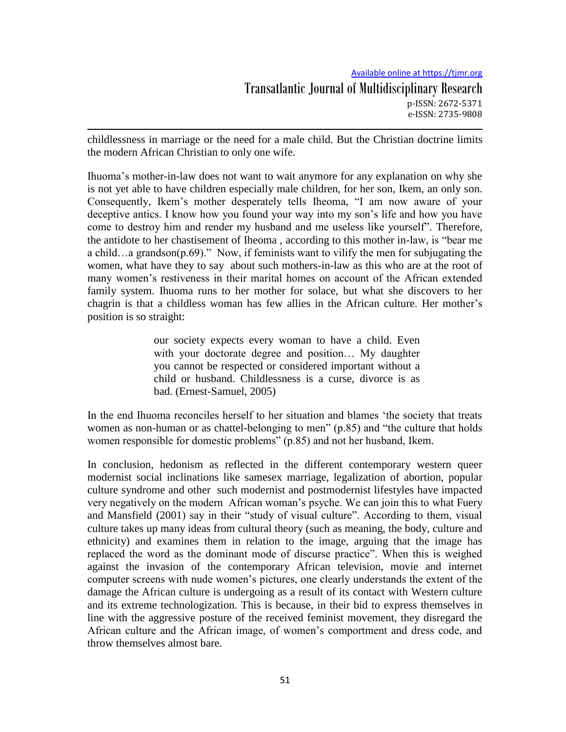childlessness in marriage or the need for a male child. But the Christian doctrine limits the modern African Christian to only one wife.

Ihuoma's mother-in-law does not want to wait anymore for any explanation on why she is not yet able to have children especially male children, for her son, Ikem, an only son. Consequently, Ikem's mother desperately tells Iheoma, "I am now aware of your deceptive antics. I know how you found your way into my son's life and how you have come to destroy him and render my husband and me useless like yourself". Therefore, the antidote to her chastisement of Iheoma , according to this mother in-law, is "bear me a child…a grandson(p.69)." Now, if feminists want to vilify the men for subjugating the women, what have they to say about such mothers-in-law as this who are at the root of many women's restiveness in their marital homes on account of the African extended family system. Ihuoma runs to her mother for solace, but what she discovers to her chagrin is that a childless woman has few allies in the African culture. Her mother's position is so straight:

> our society expects every woman to have a child. Even with your doctorate degree and position… My daughter you cannot be respected or considered important without a child or husband. Childlessness is a curse, divorce is as bad. (Ernest-Samuel, 2005)

In the end Ihuoma reconciles herself to her situation and blames 'the society that treats women as non-human or as chattel-belonging to men" (p.85) and "the culture that holds women responsible for domestic problems" (p.85) and not her husband, Ikem.

In conclusion, hedonism as reflected in the different contemporary western queer modernist social inclinations like samesex marriage, legalization of abortion, popular culture syndrome and other such modernist and postmodernist lifestyles have impacted very negatively on the modern African woman's psyche. We can join this to what Fuery and Mansfield (2001) say in their "study of visual culture". According to them, visual culture takes up many ideas from cultural theory (such as meaning, the body, culture and ethnicity) and examines them in relation to the image, arguing that the image has replaced the word as the dominant mode of discurse practice". When this is weighed against the invasion of the contemporary African television, movie and internet computer screens with nude women's pictures, one clearly understands the extent of the damage the African culture is undergoing as a result of its contact with Western culture and its extreme technologization. This is because, in their bid to express themselves in line with the aggressive posture of the received feminist movement, they disregard the African culture and the African image, of women's comportment and dress code, and throw themselves almost bare.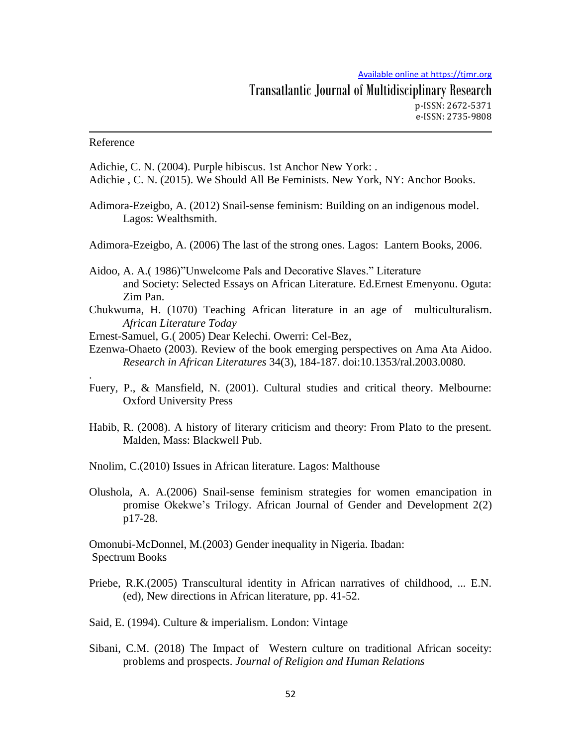Reference

Adichie, C. N. (2004). Purple hibiscus. 1st Anchor New York: .

Adichie , C. N. (2015). We Should All Be Feminists. New York, NY: Anchor Books.

Adimora-Ezeigbo, A. (2012) Snail-sense feminism: Building on an indigenous model. Lagos: Wealthsmith.

Adimora-Ezeigbo, A. (2006) The last of the strong ones. Lagos: Lantern Books, 2006.

Aidoo, A. A.( 1986)"Unwelcome Pals and Decorative Slaves." Literature and Society: Selected Essays on African Literature. Ed.Ernest Emenyonu. Oguta: Zim Pan.

Chukwuma, H. (1070) Teaching African literature in an age of multiculturalism. *African Literature Today*

Ernest-Samuel, G.( 2005) Dear Kelechi. Owerri: Cel-Bez,

Ezenwa-Ohaeto (2003). Review of the book emerging perspectives on Ama Ata Aidoo. *Research in African Literatures* 34(3), 184-187. doi:10.1353/ral.2003.0080.

.

Fuery, P., & Mansfield, N. (2001). Cultural studies and critical theory. Melbourne: Oxford University Press

Habib, R. (2008). A history of literary criticism and theory: From Plato to the present. Malden, Mass: Blackwell Pub.

Nnolim, C.(2010) Issues in African literature. Lagos: Malthouse

Olushola, A. A.(2006) Snail-sense feminism strategies for women emancipation in promise Okekwe's Trilogy. African Journal of Gender and Development 2(2) p17-28.

Omonubi-McDonnel, M.(2003) Gender inequality in Nigeria. Ibadan: Spectrum Books

Priebe, R.K.(2005) Transcultural identity in African narratives of childhood, ... E.N. (ed), New directions in African literature, pp. 41-52.

Said, E. (1994). Culture & imperialism. London: Vintage

Sibani, C.M. (2018) The Impact of Western culture on traditional African soceity: problems and prospects. *Journal of Religion and Human Relations*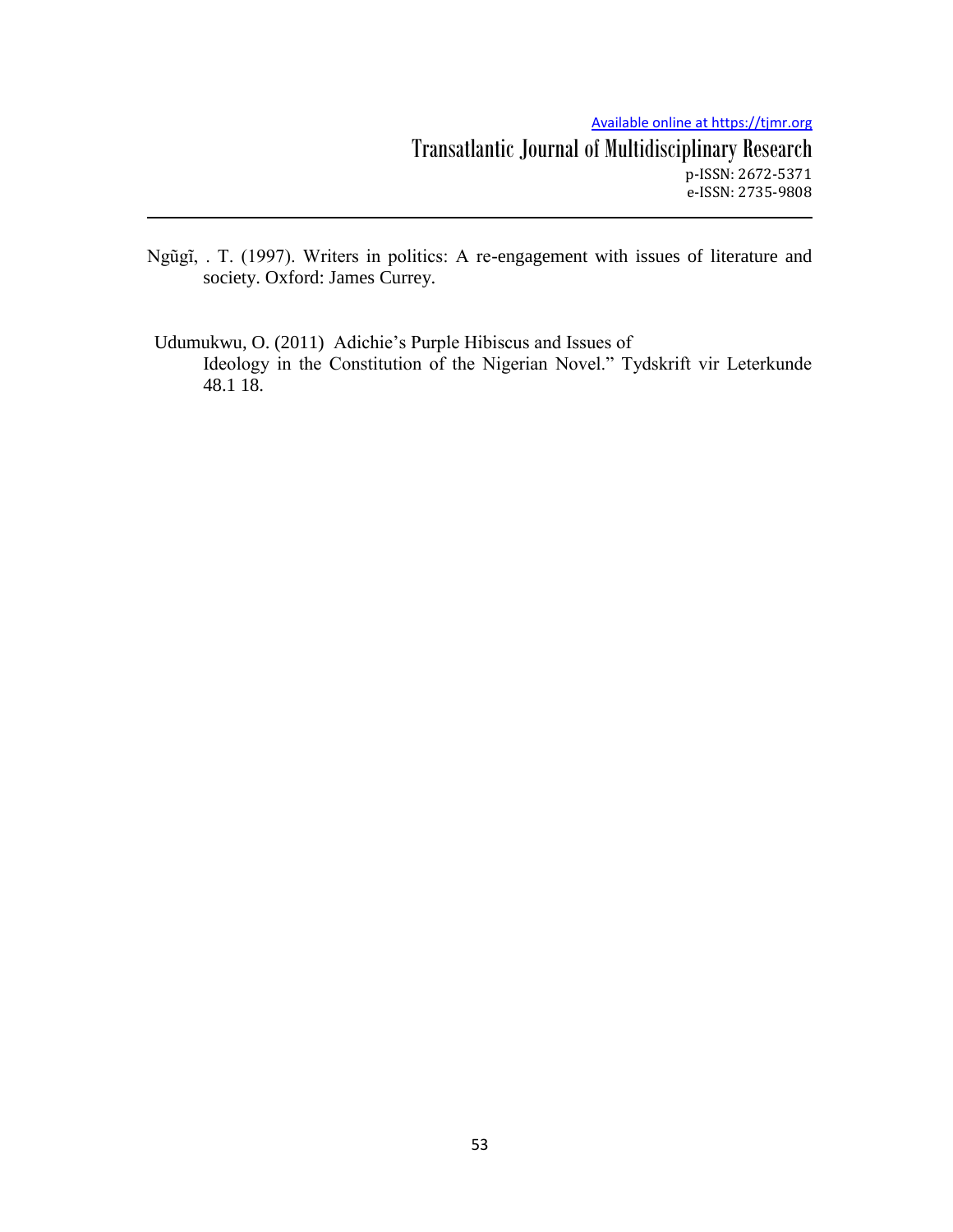Ngũgĩ, . T. (1997). Writers in politics: A re-engagement with issues of literature and society. Oxford: James Currey.

Udumukwu, O. (2011) Adichie's Purple Hibiscus and Issues of Ideology in the Constitution of the Nigerian Novel." Tydskrift vir Leterkunde 48.1 18.